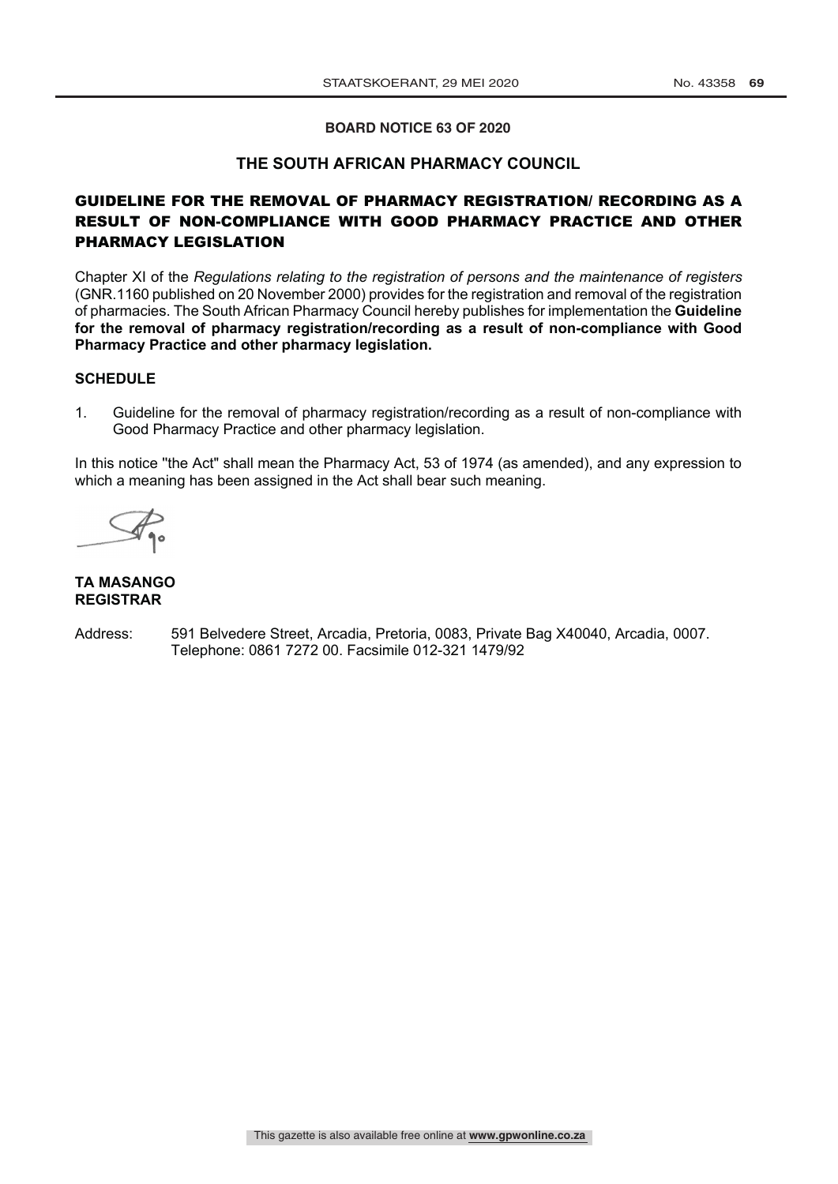**BOARD NOTICE 63 OF 2020**

**THE SOUTH AFRICAN PHARMACY COUNCIL**

# GUIDELINE FOR THE REMOVAL OF PHARMACY REGISTRATION/ RECORDING AS A RESULT OF NON-COMPLIANCE WITH GOOD PHARMACY PRACTICE AND OTHER PHARMACY LEGISLATION

Chapter XI of the *Regulations relating to the registration of persons and the maintenance of registers* (GNR.1160 published on 20 November 2000) provides for the registration and removal of the registration of pharmacies. The South African Pharmacy Council hereby publishes for implementation the **Guideline for the removal of pharmacy registration/recording as a result of non-compliance with Good Pharmacy Practice and other pharmacy legislation.**

**SCHEDULE**

1. Guideline for the removal of pharmacy registration/recording as a result of non-compliance with Good Pharmacy Practice and other pharmacy legislation.

In this notice "the Act" shall mean the Pharmacy Act, 53 of 1974 (as amended), and any expression to which a meaning has been assigned in the Act shall bear such meaning.

**TA MASANGO**
**REGISTRAR**

Address: 591 Belvedere Street, Arcadia, Pretoria, 0083, Private Bag X40040, Arcadia, 0007. Telephone: 0861 7272 00. Facsimile 012-321 1479/92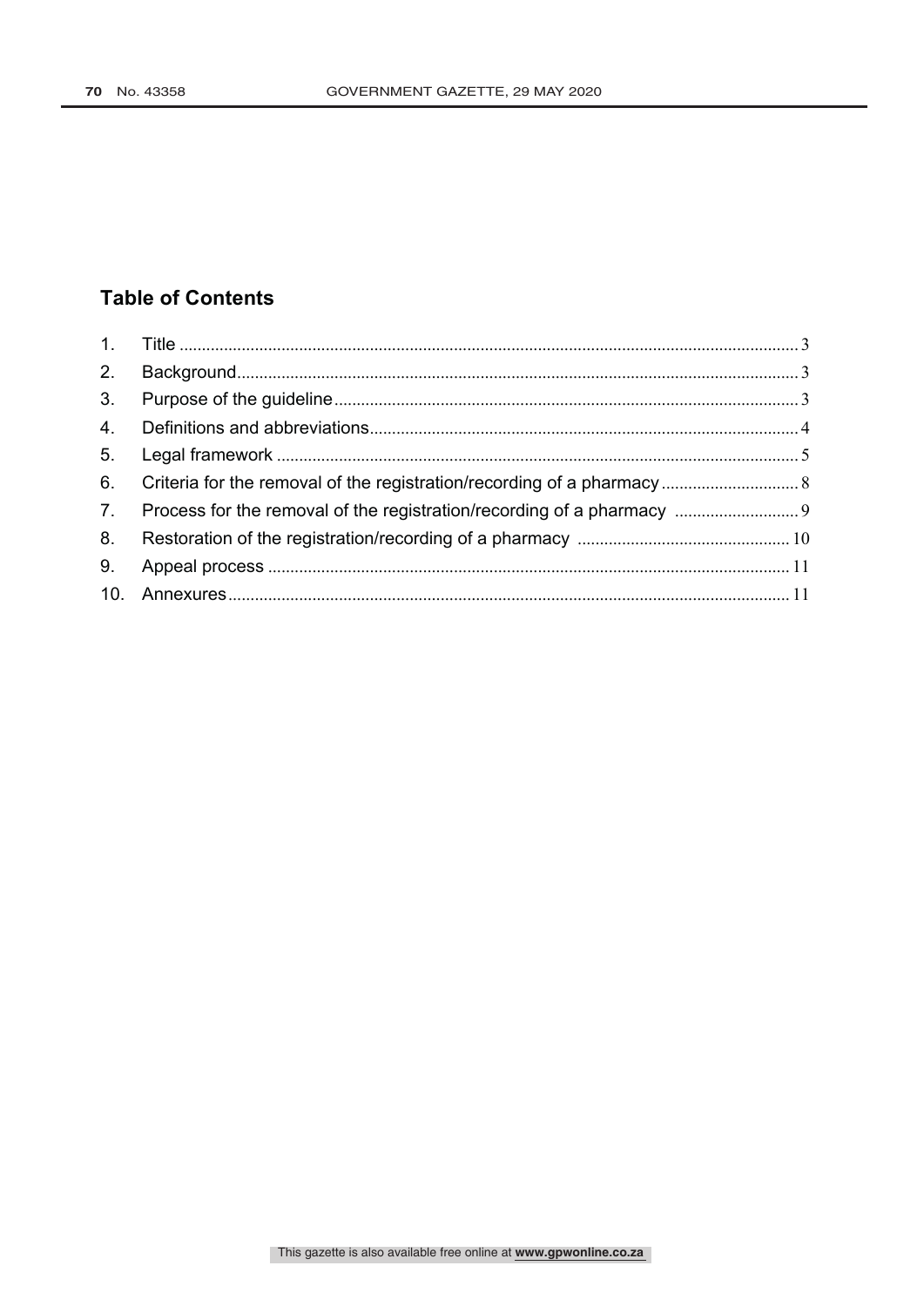## Table of Contents

1. Title ........................................................................................................................................ 3
2. Background.............................................................................................................................. 3
3. Purpose of the guideline........................................................................................................ 3
4. Definitions and abbreviations................................................................................................. 4
5. Legal framework ..................................................................................................................... 5
6. Criteria for the removal of the registration/recording of a pharmacy ............................... 8
7. Process for the removal of the registration/recording of a pharmacy ............................ 9
8. Restoration of the registration/recording of a pharmacy ................................................ 10
9. Appeal process ..................................................................................................................... 11
10. Annexures............................................................................................................................. 11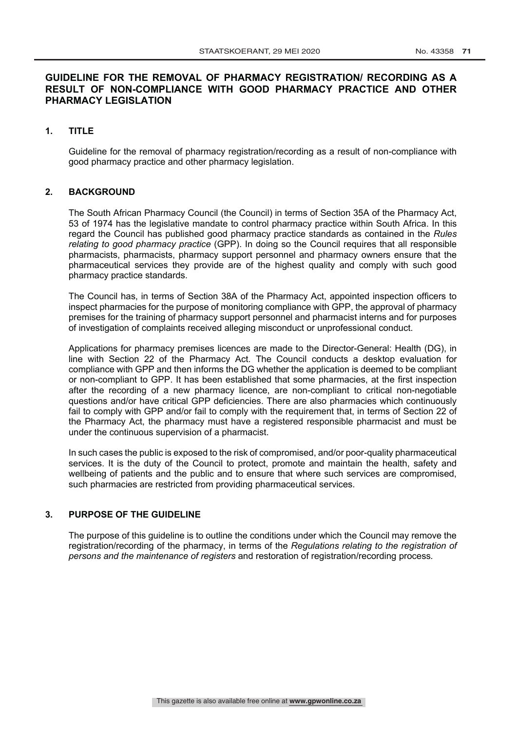## GUIDELINE FOR THE REMOVAL OF PHARMACY REGISTRATION/ RECORDING AS A RESULT OF NON-COMPLIANCE WITH GOOD PHARMACY PRACTICE AND OTHER PHARMACY LEGISLATION

### 1. TITLE

Guideline for the removal of pharmacy registration/recording as a result of non-compliance with good pharmacy practice and other pharmacy legislation.

### 2. BACKGROUND

The South African Pharmacy Council (the Council) in terms of Section 35A of the Pharmacy Act, 53 of 1974 has the legislative mandate to control pharmacy practice within South Africa. In this regard the Council has published good pharmacy practice standards as contained in the *Rules relating to good pharmacy practice* (GPP). In doing so the Council requires that all responsible pharmacists, pharmacists, pharmacy support personnel and pharmacy owners ensure that the pharmaceutical services they provide are of the highest quality and comply with such good pharmacy practice standards.

The Council has, in terms of Section 38A of the Pharmacy Act, appointed inspection officers to inspect pharmacies for the purpose of monitoring compliance with GPP, the approval of pharmacy premises for the training of pharmacy support personnel and pharmacist interns and for purposes of investigation of complaints received alleging misconduct or unprofessional conduct.

Applications for pharmacy premises licences are made to the Director-General: Health (DG), in line with Section 22 of the Pharmacy Act. The Council conducts a desktop evaluation for compliance with GPP and then informs the DG whether the application is deemed to be compliant or non-compliant to GPP. It has been established that some pharmacies, at the first inspection after the recording of a new pharmacy licence, are non-compliant to critical non-negotiable questions and/or have critical GPP deficiencies. There are also pharmacies which continuously fail to comply with GPP and/or fail to comply with the requirement that, in terms of Section 22 of the Pharmacy Act, the pharmacy must have a registered responsible pharmacist and must be under the continuous supervision of a pharmacist.

In such cases the public is exposed to the risk of compromised, and/or poor-quality pharmaceutical services. It is the duty of the Council to protect, promote and maintain the health, safety and wellbeing of patients and the public and to ensure that where such services are compromised, such pharmacies are restricted from providing pharmaceutical services.

### 3. PURPOSE OF THE GUIDELINE

The purpose of this guideline is to outline the conditions under which the Council may remove the registration/recording of the pharmacy, in terms of the *Regulations relating to the registration of persons and the maintenance of registers* and restoration of registration/recording process.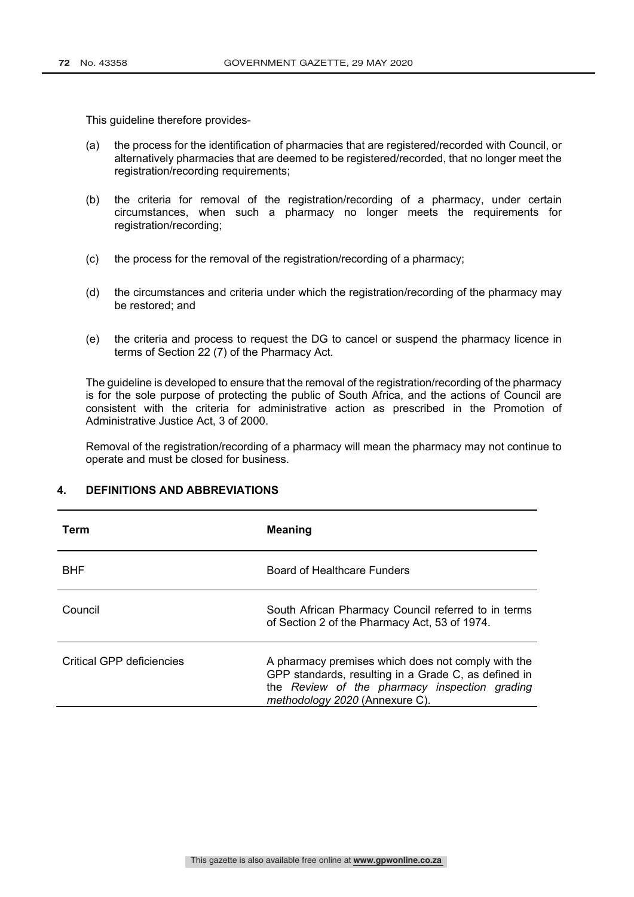This guideline therefore provides-

(a) the process for the identification of pharmacies that are registered/recorded with Council, or alternatively pharmacies that are deemed to be registered/recorded, that no longer meet the registration/recording requirements;

(b) the criteria for removal of the registration/recording of a pharmacy, under certain circumstances, when such a pharmacy no longer meets the requirements for registration/recording;

(c) the process for the removal of the registration/recording of a pharmacy;

(d) the circumstances and criteria under which the registration/recording of the pharmacy may be restored; and

(e) the criteria and process to request the DG to cancel or suspend the pharmacy licence in terms of Section 22 (7) of the Pharmacy Act.

The guideline is developed to ensure that the removal of the registration/recording of the pharmacy is for the sole purpose of protecting the public of South Africa, and the actions of Council are consistent with the criteria for administrative action as prescribed in the Promotion of Administrative Justice Act, 3 of 2000.

Removal of the registration/recording of a pharmacy will mean the pharmacy may not continue to operate and must be closed for business.

## 4. DEFINITIONS AND ABBREVIATIONS

| Term | Meaning |
|---|---|
| BHF | Board of Healthcare Funders |
| Council | South African Pharmacy Council referred to in terms of Section 2 of the Pharmacy Act, 53 of 1974. |
| Critical GPP deficiencies | A pharmacy premises which does not comply with the GPP standards, resulting in a Grade C, as defined in the *Review of the pharmacy inspection grading methodology 2020* (Annexure C). |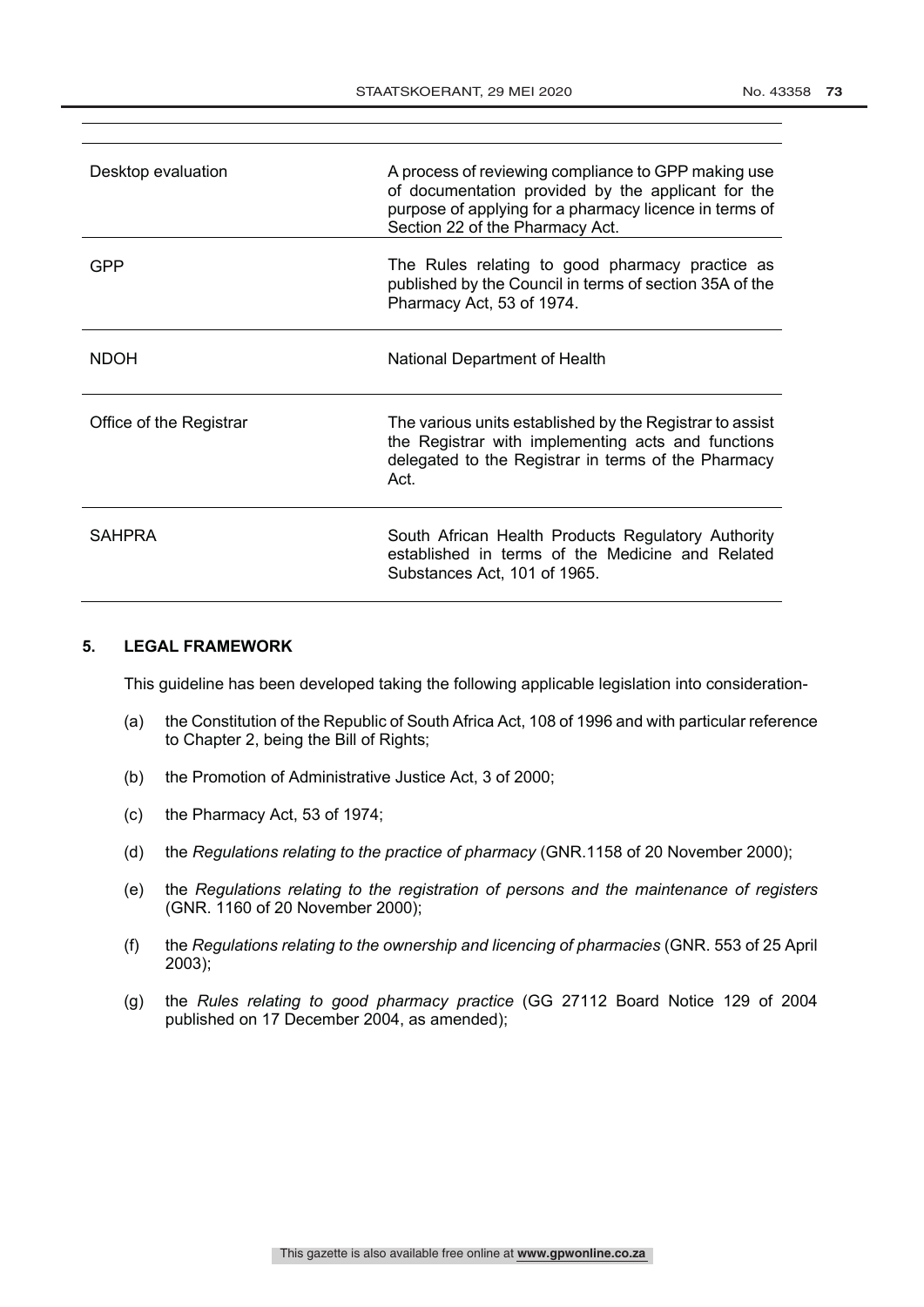| | |
|---|---|
| Desktop evaluation | A process of reviewing compliance to GPP making use of documentation provided by the applicant for the purpose of applying for a pharmacy licence in terms of Section 22 of the Pharmacy Act. |
| GPP | The Rules relating to good pharmacy practice as published by the Council in terms of section 35A of the Pharmacy Act, 53 of 1974. |
| NDOH | National Department of Health |
| Office of the Registrar | The various units established by the Registrar to assist the Registrar with implementing acts and functions delegated to the Registrar in terms of the Pharmacy Act. |
| SAHPRA | South African Health Products Regulatory Authority established in terms of the Medicine and Related Substances Act, 101 of 1965. |

## 5. LEGAL FRAMEWORK

This guideline has been developed taking the following applicable legislation into consideration-

(a) the Constitution of the Republic of South Africa Act, 108 of 1996 and with particular reference to Chapter 2, being the Bill of Rights;

(b) the Promotion of Administrative Justice Act, 3 of 2000;

(c) the Pharmacy Act, 53 of 1974;

(d) the *Regulations relating to the practice of pharmacy* (GNR.1158 of 20 November 2000);

(e) the *Regulations relating to the registration of persons and the maintenance of registers* (GNR. 1160 of 20 November 2000);

(f) the *Regulations relating to the ownership and licencing of pharmacies* (GNR. 553 of 25 April 2003);

(g) the *Rules relating to good pharmacy practice* (GG 27112 Board Notice 129 of 2004 published on 17 December 2004, as amended);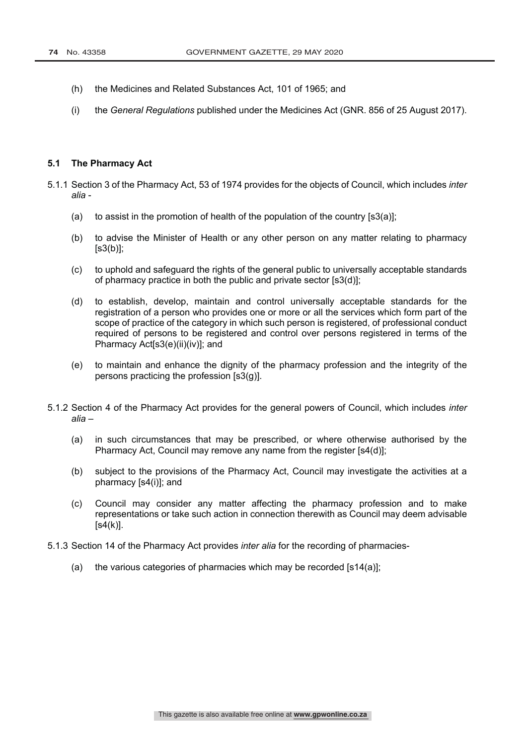(h) the Medicines and Related Substances Act, 101 of 1965; and

(i) the *General Regulations* published under the Medicines Act (GNR. 856 of 25 August 2017).

### 5.1 The Pharmacy Act

5.1.1 Section 3 of the Pharmacy Act, 53 of 1974 provides for the objects of Council, which includes *inter alia* -

(a) to assist in the promotion of health of the population of the country [s3(a)];

(b) to advise the Minister of Health or any other person on any matter relating to pharmacy [s3(b)];

(c) to uphold and safeguard the rights of the general public to universally acceptable standards of pharmacy practice in both the public and private sector [s3(d)];

(d) to establish, develop, maintain and control universally acceptable standards for the registration of a person who provides one or more or all the services which form part of the scope of practice of the category in which such person is registered, of professional conduct required of persons to be registered and control over persons registered in terms of the Pharmacy Act[s3(e)(ii)(iv)]; and

(e) to maintain and enhance the dignity of the pharmacy profession and the integrity of the persons practicing the profession [s3(g)].

5.1.2 Section 4 of the Pharmacy Act provides for the general powers of Council, which includes *inter alia* –

(a) in such circumstances that may be prescribed, or where otherwise authorised by the Pharmacy Act, Council may remove any name from the register [s4(d)];

(b) subject to the provisions of the Pharmacy Act, Council may investigate the activities at a pharmacy [s4(i)]; and

(c) Council may consider any matter affecting the pharmacy profession and to make representations or take such action in connection therewith as Council may deem advisable [s4(k)].

5.1.3 Section 14 of the Pharmacy Act provides *inter alia* for the recording of pharmacies-

(a) the various categories of pharmacies which may be recorded [s14(a)];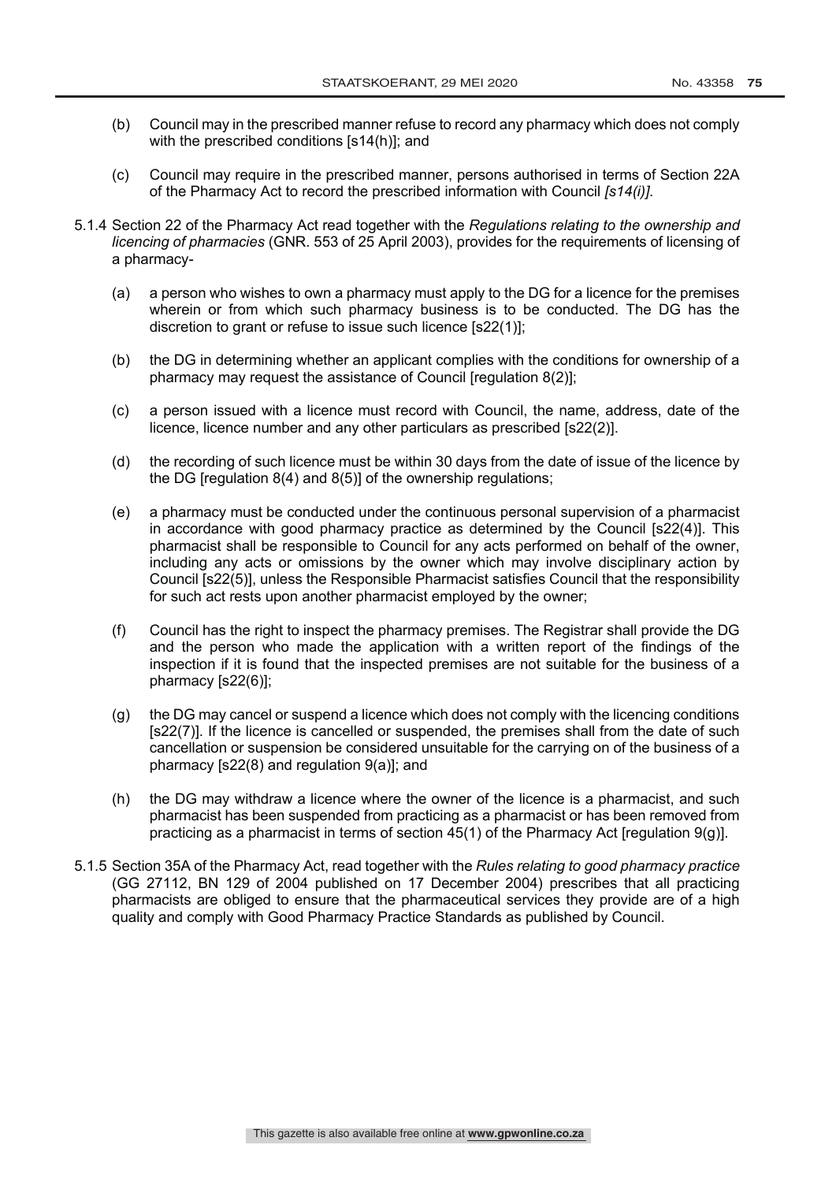(b) Council may in the prescribed manner refuse to record any pharmacy which does not comply with the prescribed conditions [s14(h)]; and

(c) Council may require in the prescribed manner, persons authorised in terms of Section 22A of the Pharmacy Act to record the prescribed information with Council *[s14(i)]*.

5.1.4 Section 22 of the Pharmacy Act read together with the *Regulations relating to the ownership and licencing of pharmacies* (GNR. 553 of 25 April 2003), provides for the requirements of licensing of a pharmacy-

(a) a person who wishes to own a pharmacy must apply to the DG for a licence for the premises wherein or from which such pharmacy business is to be conducted. The DG has the discretion to grant or refuse to issue such licence [s22(1)];

(b) the DG in determining whether an applicant complies with the conditions for ownership of a pharmacy may request the assistance of Council [regulation 8(2)];

(c) a person issued with a licence must record with Council, the name, address, date of the licence, licence number and any other particulars as prescribed [s22(2)].

(d) the recording of such licence must be within 30 days from the date of issue of the licence by the DG [regulation 8(4) and 8(5)] of the ownership regulations;

(e) a pharmacy must be conducted under the continuous personal supervision of a pharmacist in accordance with good pharmacy practice as determined by the Council [s22(4)]. This pharmacist shall be responsible to Council for any acts performed on behalf of the owner, including any acts or omissions by the owner which may involve disciplinary action by Council [s22(5)], unless the Responsible Pharmacist satisfies Council that the responsibility for such act rests upon another pharmacist employed by the owner;

(f) Council has the right to inspect the pharmacy premises. The Registrar shall provide the DG and the person who made the application with a written report of the findings of the inspection if it is found that the inspected premises are not suitable for the business of a pharmacy [s22(6)];

(g) the DG may cancel or suspend a licence which does not comply with the licencing conditions [s22(7)]. If the licence is cancelled or suspended, the premises shall from the date of such cancellation or suspension be considered unsuitable for the carrying on of the business of a pharmacy [s22(8) and regulation 9(a)]; and

(h) the DG may withdraw a licence where the owner of the licence is a pharmacist, and such pharmacist has been suspended from practicing as a pharmacist or has been removed from practicing as a pharmacist in terms of section 45(1) of the Pharmacy Act [regulation 9(g)].

5.1.5 Section 35A of the Pharmacy Act, read together with the *Rules relating to good pharmacy practice* (GG 27112, BN 129 of 2004 published on 17 December 2004) prescribes that all practicing pharmacists are obliged to ensure that the pharmaceutical services they provide are of a high quality and comply with Good Pharmacy Practice Standards as published by Council.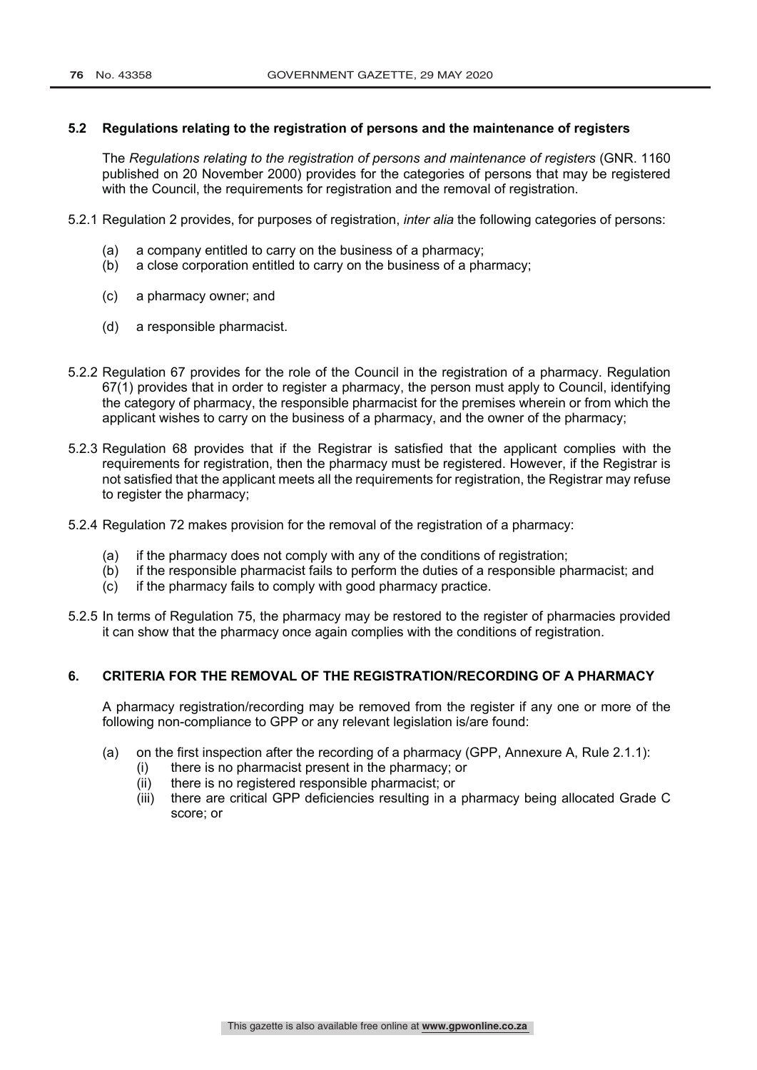### 5.2 Regulations relating to the registration of persons and the maintenance of registers

The *Regulations relating to the registration of persons and maintenance of registers* (GNR. 1160 published on 20 November 2000) provides for the categories of persons that may be registered with the Council, the requirements for registration and the removal of registration.

5.2.1 Regulation 2 provides, for purposes of registration, *inter alia* the following categories of persons:

- (a) a company entitled to carry on the business of a pharmacy;
- (b) a close corporation entitled to carry on the business of a pharmacy;
- (c) a pharmacy owner; and
- (d) a responsible pharmacist.

5.2.2 Regulation 67 provides for the role of the Council in the registration of a pharmacy. Regulation 67(1) provides that in order to register a pharmacy, the person must apply to Council, identifying the category of pharmacy, the responsible pharmacist for the premises wherein or from which the applicant wishes to carry on the business of a pharmacy, and the owner of the pharmacy;

5.2.3 Regulation 68 provides that if the Registrar is satisfied that the applicant complies with the requirements for registration, then the pharmacy must be registered. However, if the Registrar is not satisfied that the applicant meets all the requirements for registration, the Registrar may refuse to register the pharmacy;

5.2.4 Regulation 72 makes provision for the removal of the registration of a pharmacy:

- (a) if the pharmacy does not comply with any of the conditions of registration;
- (b) if the responsible pharmacist fails to perform the duties of a responsible pharmacist; and
- (c) if the pharmacy fails to comply with good pharmacy practice.

5.2.5 In terms of Regulation 75, the pharmacy may be restored to the register of pharmacies provided it can show that the pharmacy once again complies with the conditions of registration.

## 6. CRITERIA FOR THE REMOVAL OF THE REGISTRATION/RECORDING OF A PHARMACY

A pharmacy registration/recording may be removed from the register if any one or more of the following non-compliance to GPP or any relevant legislation is/are found:

- (a) on the first inspection after the recording of a pharmacy (GPP, Annexure A, Rule 2.1.1):
  - (i) there is no pharmacist present in the pharmacy; or
  - (ii) there is no registered responsible pharmacist; or
  - (iii) there are critical GPP deficiencies resulting in a pharmacy being allocated Grade C score; or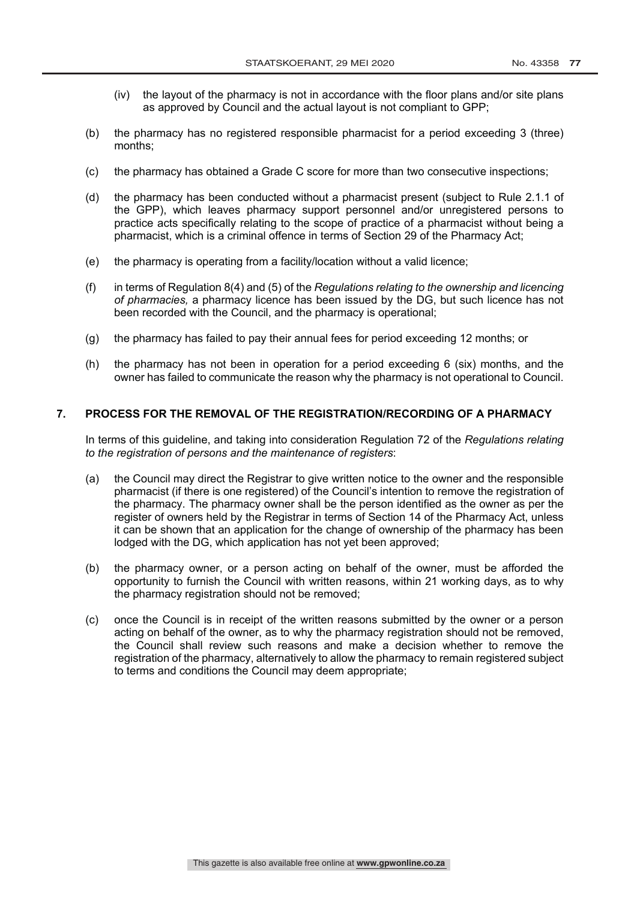(iv) the layout of the pharmacy is not in accordance with the floor plans and/or site plans as approved by Council and the actual layout is not compliant to GPP;

(b) the pharmacy has no registered responsible pharmacist for a period exceeding 3 (three) months;

(c) the pharmacy has obtained a Grade C score for more than two consecutive inspections;

(d) the pharmacy has been conducted without a pharmacist present (subject to Rule 2.1.1 of the GPP), which leaves pharmacy support personnel and/or unregistered persons to practice acts specifically relating to the scope of practice of a pharmacist without being a pharmacist, which is a criminal offence in terms of Section 29 of the Pharmacy Act;

(e) the pharmacy is operating from a facility/location without a valid licence;

(f) in terms of Regulation 8(4) and (5) of the *Regulations relating to the ownership and licencing of pharmacies,* a pharmacy licence has been issued by the DG, but such licence has not been recorded with the Council, and the pharmacy is operational;

(g) the pharmacy has failed to pay their annual fees for period exceeding 12 months; or

(h) the pharmacy has not been in operation for a period exceeding 6 (six) months, and the owner has failed to communicate the reason why the pharmacy is not operational to Council.

## 7. PROCESS FOR THE REMOVAL OF THE REGISTRATION/RECORDING OF A PHARMACY

In terms of this guideline, and taking into consideration Regulation 72 of the *Regulations relating to the registration of persons and the maintenance of registers*:

(a) the Council may direct the Registrar to give written notice to the owner and the responsible pharmacist (if there is one registered) of the Council's intention to remove the registration of the pharmacy. The pharmacy owner shall be the person identified as the owner as per the register of owners held by the Registrar in terms of Section 14 of the Pharmacy Act, unless it can be shown that an application for the change of ownership of the pharmacy has been lodged with the DG, which application has not yet been approved;

(b) the pharmacy owner, or a person acting on behalf of the owner, must be afforded the opportunity to furnish the Council with written reasons, within 21 working days, as to why the pharmacy registration should not be removed;

(c) once the Council is in receipt of the written reasons submitted by the owner or a person acting on behalf of the owner, as to why the pharmacy registration should not be removed, the Council shall review such reasons and make a decision whether to remove the registration of the pharmacy, alternatively to allow the pharmacy to remain registered subject to terms and conditions the Council may deem appropriate;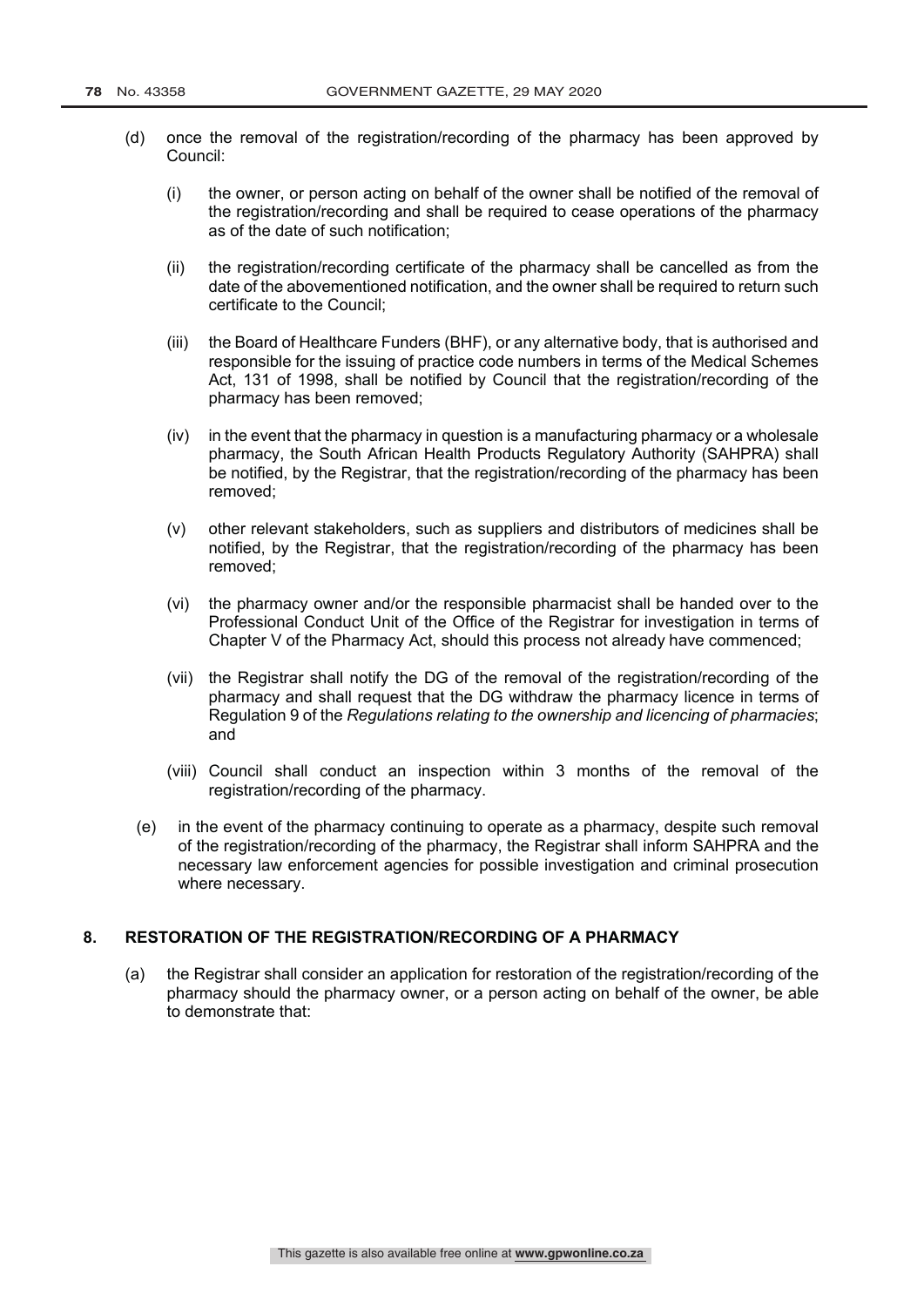(d) once the removal of the registration/recording of the pharmacy has been approved by Council:

   (i) the owner, or person acting on behalf of the owner shall be notified of the removal of the registration/recording and shall be required to cease operations of the pharmacy as of the date of such notification;

   (ii) the registration/recording certificate of the pharmacy shall be cancelled as from the date of the abovementioned notification, and the owner shall be required to return such certificate to the Council;

   (iii) the Board of Healthcare Funders (BHF), or any alternative body, that is authorised and responsible for the issuing of practice code numbers in terms of the Medical Schemes Act, 131 of 1998, shall be notified by Council that the registration/recording of the pharmacy has been removed;

   (iv) in the event that the pharmacy in question is a manufacturing pharmacy or a wholesale pharmacy, the South African Health Products Regulatory Authority (SAHPRA) shall be notified, by the Registrar, that the registration/recording of the pharmacy has been removed;

   (v) other relevant stakeholders, such as suppliers and distributors of medicines shall be notified, by the Registrar, that the registration/recording of the pharmacy has been removed;

   (vi) the pharmacy owner and/or the responsible pharmacist shall be handed over to the Professional Conduct Unit of the Office of the Registrar for investigation in terms of Chapter V of the Pharmacy Act, should this process not already have commenced;

   (vii) the Registrar shall notify the DG of the removal of the registration/recording of the pharmacy and shall request that the DG withdraw the pharmacy licence in terms of Regulation 9 of the *Regulations relating to the ownership and licencing of pharmacies*; and

   (viii) Council shall conduct an inspection within 3 months of the removal of the registration/recording of the pharmacy.

(e) in the event of the pharmacy continuing to operate as a pharmacy, despite such removal of the registration/recording of the pharmacy, the Registrar shall inform SAHPRA and the necessary law enforcement agencies for possible investigation and criminal prosecution where necessary.

## 8. RESTORATION OF THE REGISTRATION/RECORDING OF A PHARMACY

(a) the Registrar shall consider an application for restoration of the registration/recording of the pharmacy should the pharmacy owner, or a person acting on behalf of the owner, be able to demonstrate that: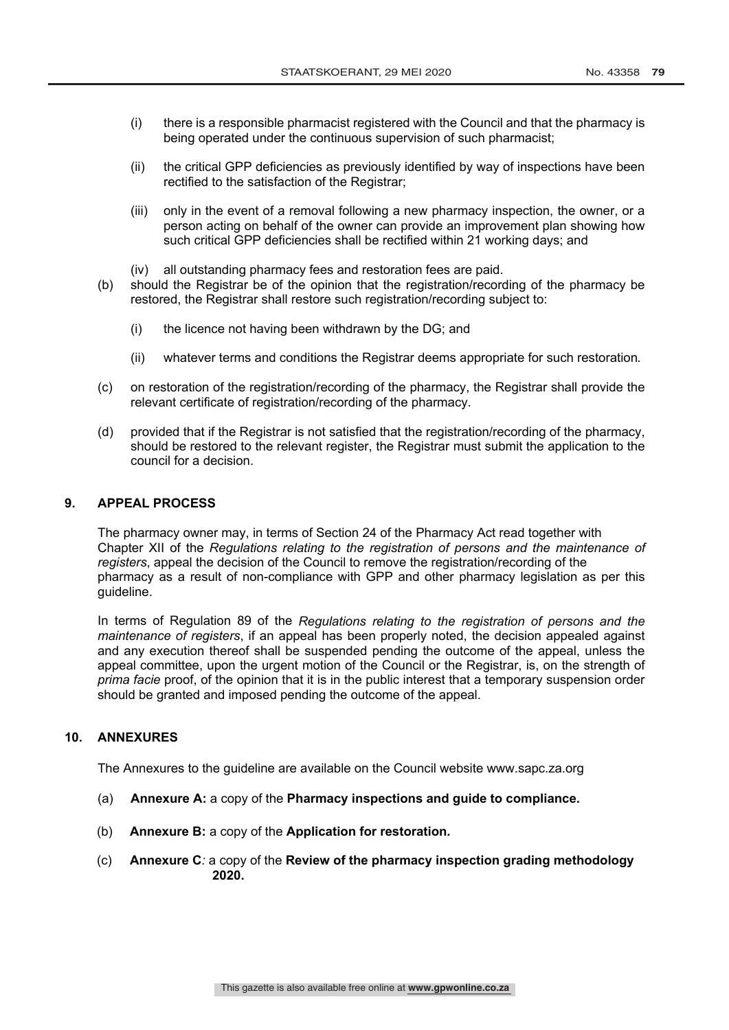(i) there is a responsible pharmacist registered with the Council and that the pharmacy is being operated under the continuous supervision of such pharmacist;

(ii) the critical GPP deficiencies as previously identified by way of inspections have been rectified to the satisfaction of the Registrar;

(iii) only in the event of a removal following a new pharmacy inspection, the owner, or a person acting on behalf of the owner can provide an improvement plan showing how such critical GPP deficiencies shall be rectified within 21 working days; and

(iv) all outstanding pharmacy fees and restoration fees are paid.

(b) should the Registrar be of the opinion that the registration/recording of the pharmacy be restored, the Registrar shall restore such registration/recording subject to:

(i) the licence not having been withdrawn by the DG; and

(ii) whatever terms and conditions the Registrar deems appropriate for such restoration.

(c) on restoration of the registration/recording of the pharmacy, the Registrar shall provide the relevant certificate of registration/recording of the pharmacy.

(d) provided that if the Registrar is not satisfied that the registration/recording of the pharmacy, should be restored to the relevant register, the Registrar must submit the application to the council for a decision.

## 9. APPEAL PROCESS

The pharmacy owner may, in terms of Section 24 of the Pharmacy Act read together with Chapter XII of the *Regulations relating to the registration of persons and the maintenance of registers*, appeal the decision of the Council to remove the registration/recording of the pharmacy as a result of non-compliance with GPP and other pharmacy legislation as per this guideline.

In terms of Regulation 89 of the *Regulations relating to the registration of persons and the maintenance of registers*, if an appeal has been properly noted, the decision appealed against and any execution thereof shall be suspended pending the outcome of the appeal, unless the appeal committee, upon the urgent motion of the Council or the Registrar, is, on the strength of *prima facie* proof, of the opinion that it is in the public interest that a temporary suspension order should be granted and imposed pending the outcome of the appeal.

## 10. ANNEXURES

The Annexures to the guideline are available on the Council website www.sapc.za.org

(a) **Annexure A:** a copy of the **Pharmacy inspections and guide to compliance.**

(b) **Annexure B:** a copy of the **Application for restoration.**

(c) **Annexure C***:* a copy of the **Review of the pharmacy inspection grading methodology 2020.**